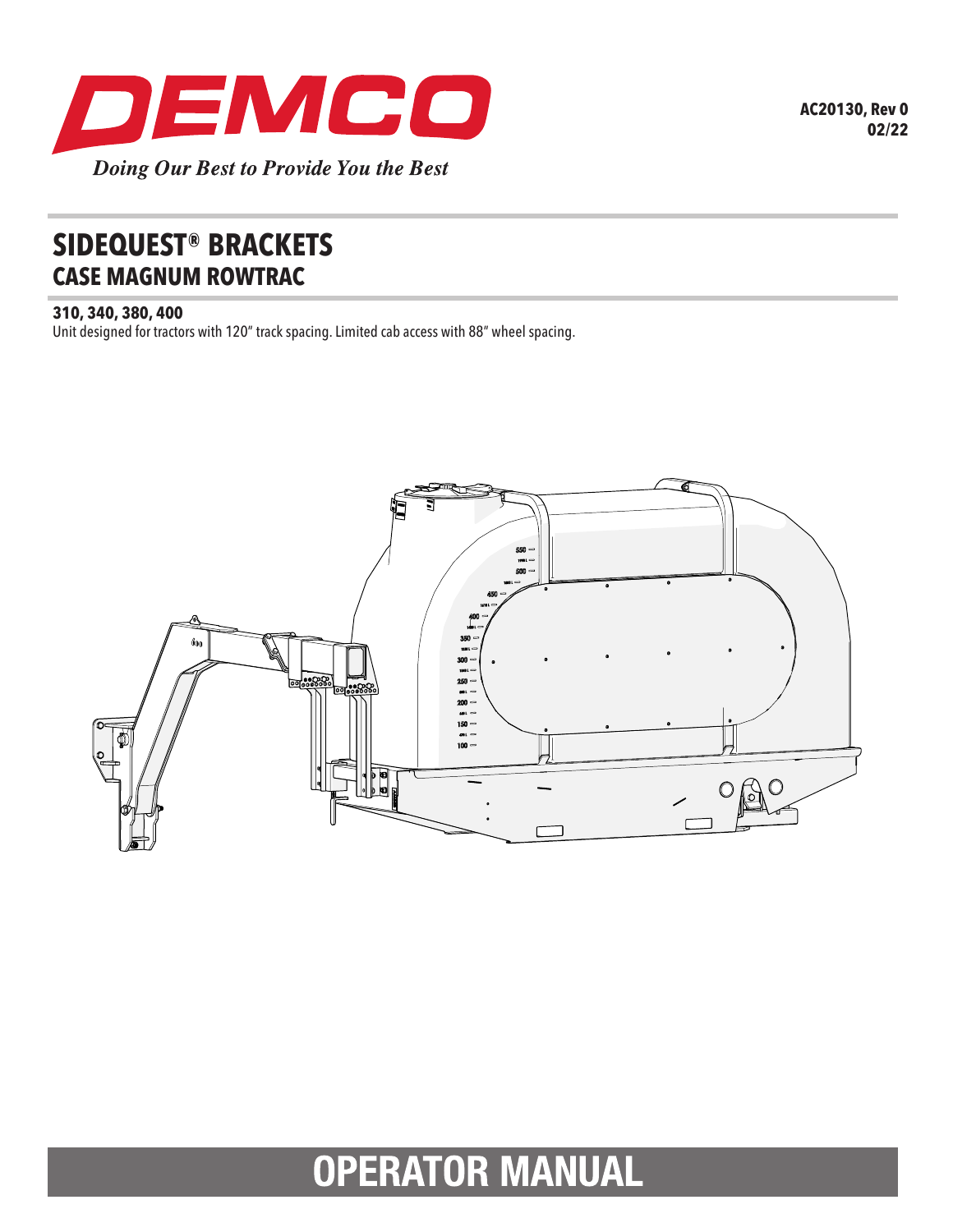DEMCO

*Doing Our Best to Provide You the Best*

**AC20130, Rev 0**
**02/22**

# SIDEQUEST® BRACKETS
## CASE MAGNUM ROWTRAC

**310, 340, 380, 400**

Unit designed for tractors with 120" track spacing. Limited cab access with 88" wheel spacing.

# OPERATOR MANUAL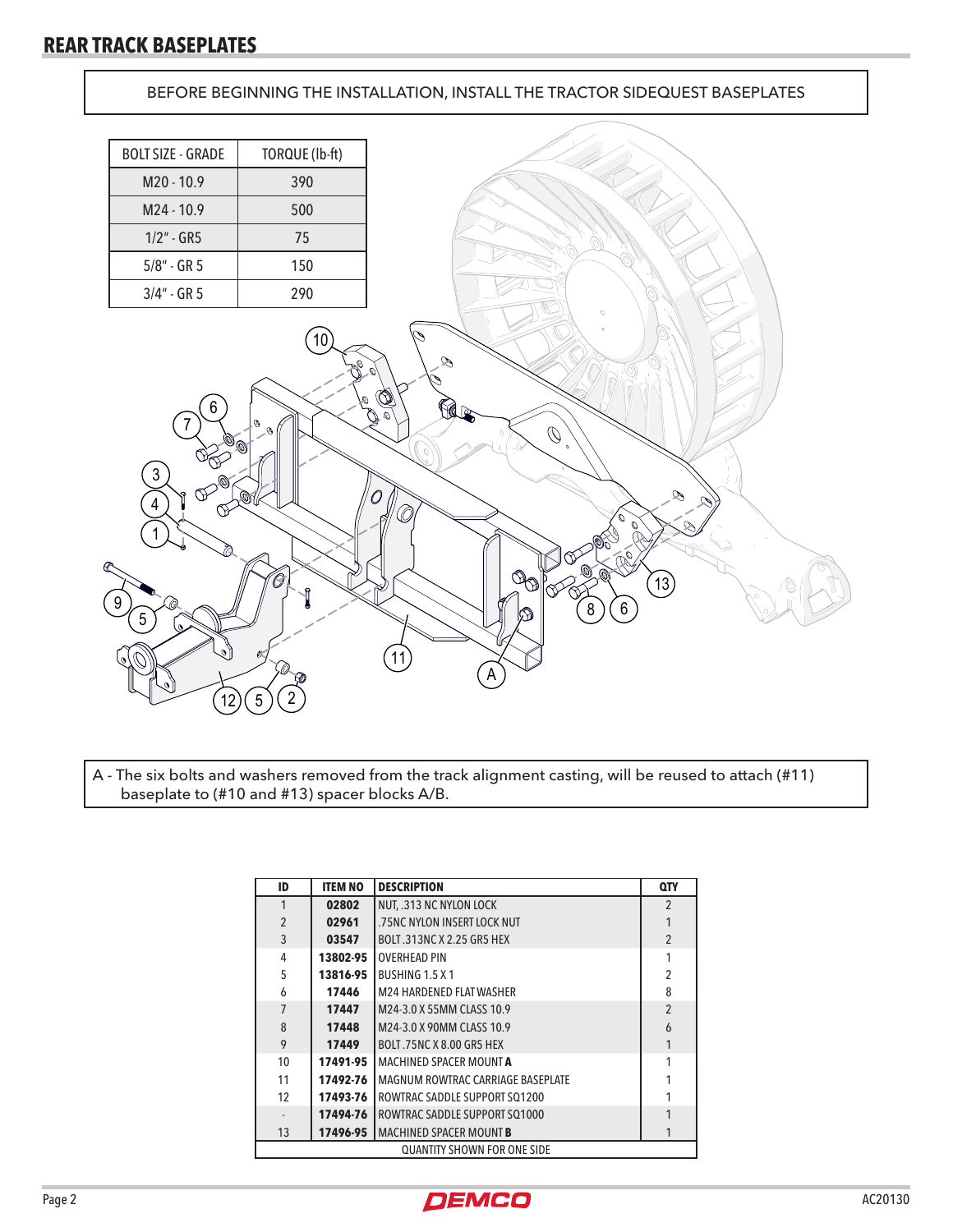## REAR TRACK BASEPLATES

BEFORE BEGINNING THE INSTALLATION, INSTALL THE TRACTOR SIDEQUEST BASEPLATES

| BOLT SIZE - GRADE | TORQUE (lb-ft) |
|---|---|
| M20 - 10.9 | 390 |
| M24 - 10.9 | 500 |
| 1/2" - GR5 | 75 |
| 5/8" - GR 5 | 150 |
| 3/4" - GR 5 | 290 |

A - The six bolts and washers removed from the track alignment casting, will be reused to attach (#11) baseplate to (#10 and #13) spacer blocks A/B.

| ID | ITEM NO | DESCRIPTION | QTY |
|---|---|---|---|
| 1 | **02802** | NUT, .313 NC NYLON LOCK | 2 |
| 2 | **02961** | .75NC NYLON INSERT LOCK NUT | 1 |
| 3 | **03547** | BOLT .313NC X 2.25 GR5 HEX | 2 |
| 4 | **13802-95** | OVERHEAD PIN | 1 |
| 5 | **13816-95** | BUSHING 1.5 X 1 | 2 |
| 6 | **17446** | M24 HARDENED FLAT WASHER | 8 |
| 7 | **17447** | M24-3.0 X 55MM CLASS 10.9 | 2 |
| 8 | **17448** | M24-3.0 X 90MM CLASS 10.9 | 6 |
| 9 | **17449** | BOLT .75NC X 8.00 GR5 HEX | 1 |
| 10 | **17491-95** | MACHINED SPACER MOUNT **A** | 1 |
| 11 | **17492-76** | MAGNUM ROWTRAC CARRIAGE BASEPLATE | 1 |
| 12 | **17493-76** | ROWTRAC SADDLE SUPPORT SQ1200 | 1 |
| - | **17494-76** | ROWTRAC SADDLE SUPPORT SQ1000 | 1 |
| 13 | **17496-95** | MACHINED SPACER MOUNT **B** | 1 |
| QUANTITY SHOWN FOR ONE SIDE | | | |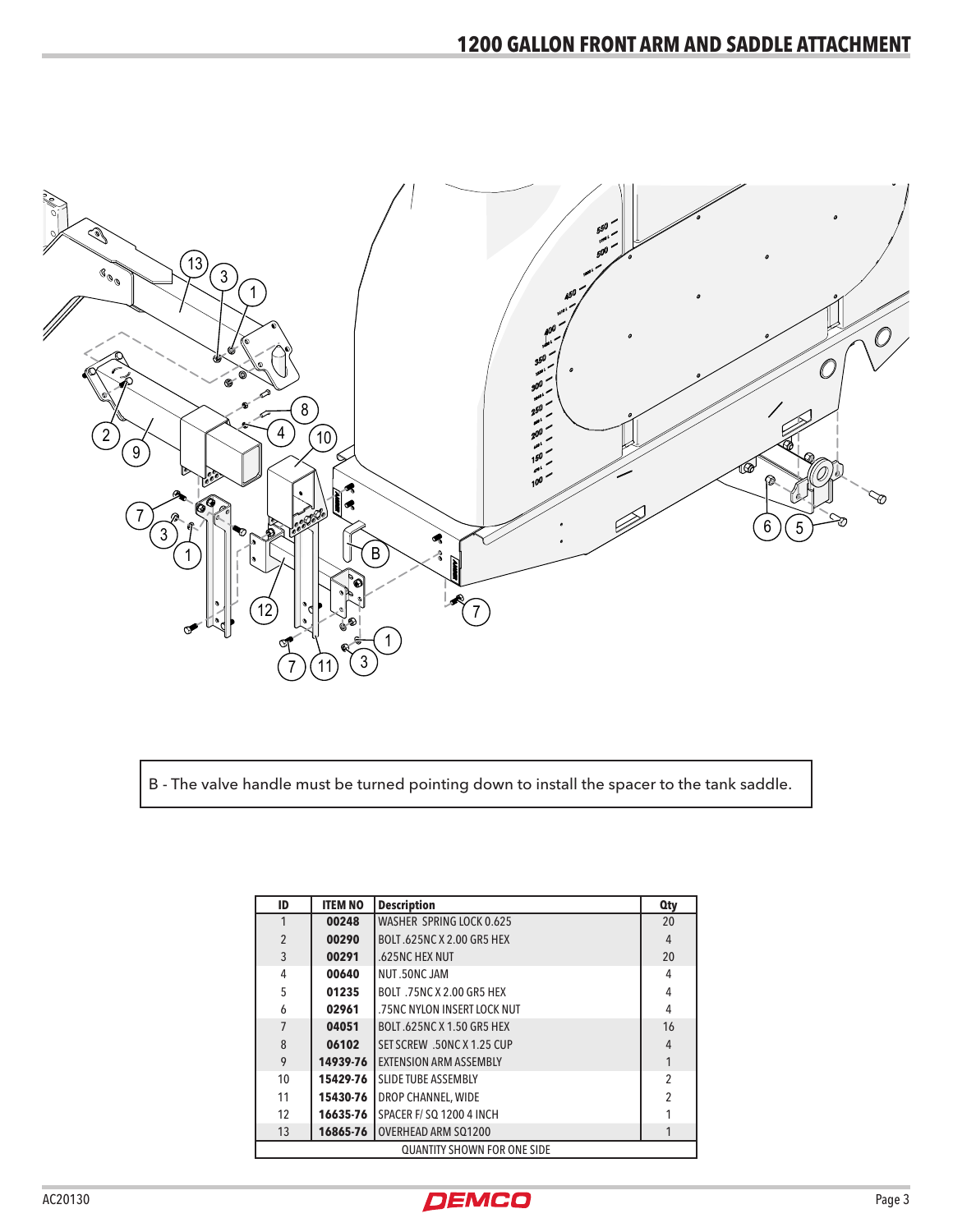# 1200 GALLON FRONT ARM AND SADDLE ATTACHMENT

B - The valve handle must be turned pointing down to install the spacer to the tank saddle.

| ID | ITEM NO | Description | Qty |
|---|---|---|---|
| 1 | 00248 | WASHER SPRING LOCK 0.625 | 20 |
| 2 | 00290 | BOLT .625NC X 2.00 GR5 HEX | 4 |
| 3 | 00291 | .625NC HEX NUT | 20 |
| 4 | 00640 | NUT .50NC JAM | 4 |
| 5 | 01235 | BOLT .75NC X 2.00 GR5 HEX | 4 |
| 6 | 02961 | .75NC NYLON INSERT LOCK NUT | 4 |
| 7 | 04051 | BOLT .625NC X 1.50 GR5 HEX | 16 |
| 8 | 06102 | SET SCREW .50NC X 1.25 CUP | 4 |
| 9 | 14939-76 | EXTENSION ARM ASSEMBLY | 1 |
| 10 | 15429-76 | SLIDE TUBE ASSEMBLY | 2 |
| 11 | 15430-76 | DROP CHANNEL, WIDE | 2 |
| 12 | 16635-76 | SPACER F/ SQ 1200 4 INCH | 1 |
| 13 | 16865-76 | OVERHEAD ARM SQ1200 | 1 |
| QUANTITY SHOWN FOR ONE SIDE | | | |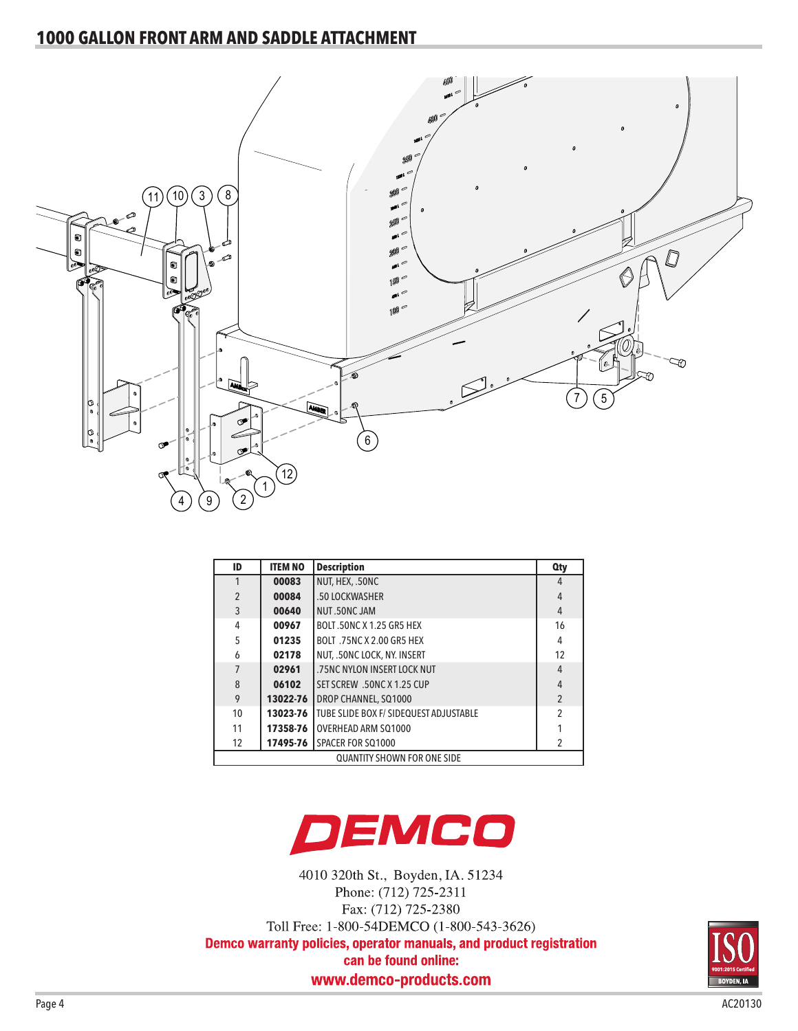# 1000 GALLON FRONT ARM AND SADDLE ATTACHMENT

| ID | ITEM NO | Description | Qty |
|---|---|---|---|
| 1 | **00083** | NUT, HEX, .50NC | 4 |
| 2 | **00084** | .50 LOCKWASHER | 4 |
| 3 | **00640** | NUT .50NC JAM | 4 |
| 4 | **00967** | BOLT .50NC X 1.25 GR5 HEX | 16 |
| 5 | **01235** | BOLT .75NC X 2.00 GR5 HEX | 4 |
| 6 | **02178** | NUT, .50NC LOCK, NY. INSERT | 12 |
| 7 | **02961** | .75NC NYLON INSERT LOCK NUT | 4 |
| 8 | **06102** | SET SCREW .50NC X 1.25 CUP | 4 |
| 9 | **13022-76** | DROP CHANNEL, SQ1000 | 2 |
| 10 | **13023-76** | TUBE SLIDE BOX F/ SIDEQUEST ADJUSTABLE | 2 |
| 11 | **17358-76** | OVERHEAD ARM SQ1000 | 1 |
| 12 | **17495-76** | SPACER FOR SQ1000 | 2 |
| QUANTITY SHOWN FOR ONE SIDE | | | |

DEMCO

4010 320th St., Boyden, IA. 51234
Phone: (712) 725-2311
Fax: (712) 725-2380
Toll Free: 1-800-54DEMCO (1-800-543-3626)

**Demco warranty policies, operator manuals, and product registration can be found online:**
**www.demco-products.com**

ISO 9001:2015 Certified BOYDEN, IA

AC20130